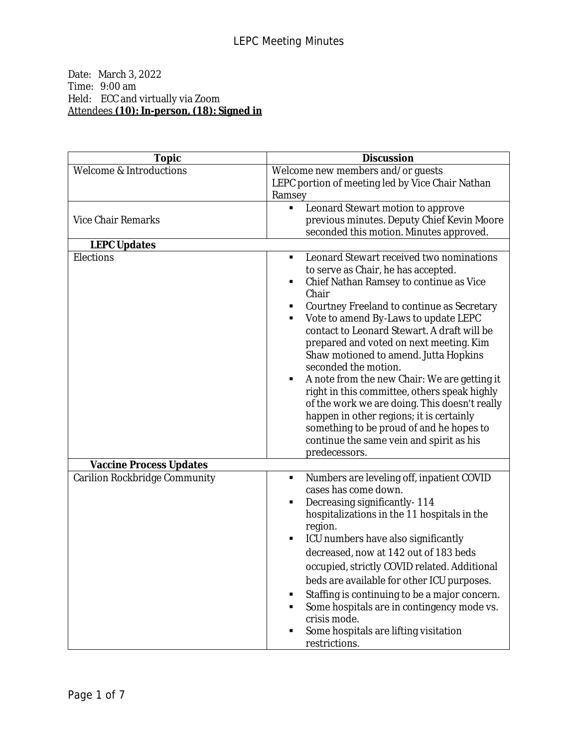# LEPC Meeting Minutes

Date: March 3, 2022
Time: 9:00 am
Held: ECC and virtually via Zoom
Attendees **(10): In-person, (18): Signed in**

| Topic | Discussion |
|---|---|
| Welcome & Introductions | Welcome new members and/or guests<br>LEPC portion of meeting led by Vice Chair Nathan Ramsey |
| Vice Chair Remarks | ▪ Leonard Stewart motion to approve previous minutes. Deputy Chief Kevin Moore seconded this motion. Minutes approved. |
| **LEPC Updates** | |
| Elections | ▪ Leonard Stewart received two nominations to serve as Chair, he has accepted.<br>▪ Chief Nathan Ramsey to continue as Vice Chair<br>▪ Courtney Freeland to continue as Secretary<br>▪ Vote to amend By-Laws to update LEPC contact to Leonard Stewart. A draft will be prepared and voted on next meeting. Kim Shaw motioned to amend. Jutta Hopkins seconded the motion.<br>▪ A note from the new Chair: We are getting it right in this committee, others speak highly of the work we are doing. This doesn't really happen in other regions; it is certainly something to be proud of and he hopes to continue the same vein and spirit as his predecessors. |
| **Vaccine Process Updates** | |
| Carilion Rockbridge Community | ▪ Numbers are leveling off, inpatient COVID cases has come down.<br>▪ Decreasing significantly- 114 hospitalizations in the 11 hospitals in the region.<br>▪ ICU numbers have also significantly decreased, now at 142 out of 183 beds occupied, strictly COVID related. Additional beds are available for other ICU purposes.<br>▪ Staffing is continuing to be a major concern.<br>▪ Some hospitals are in contingency mode vs. crisis mode.<br>▪ Some hospitals are lifting visitation restrictions. |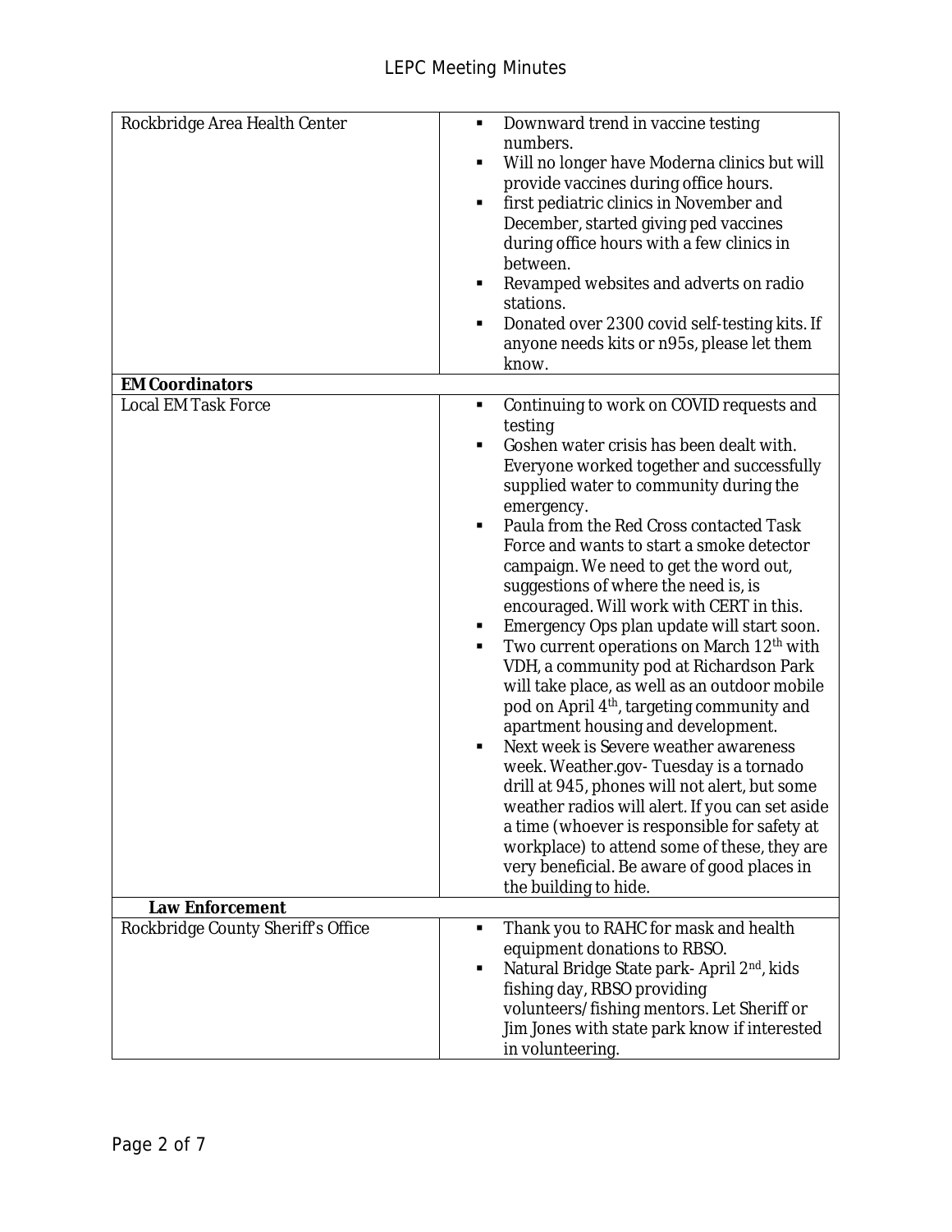| | |
|---|---|
| Rockbridge Area Health Center | ▪ Downward trend in vaccine testing numbers.<br>▪ Will no longer have Moderna clinics but will provide vaccines during office hours.<br>▪ first pediatric clinics in November and December, started giving ped vaccines during office hours with a few clinics in between.<br>▪ Revamped websites and adverts on radio stations.<br>▪ Donated over 2300 covid self-testing kits. If anyone needs kits or n95s, please let them know. |
| **EM Coordinators** | |
| Local EM Task Force | ▪ Continuing to work on COVID requests and testing<br>▪ Goshen water crisis has been dealt with. Everyone worked together and successfully supplied water to community during the emergency.<br>▪ Paula from the Red Cross contacted Task Force and wants to start a smoke detector campaign. We need to get the word out, suggestions of where the need is, is encouraged. Will work with CERT in this.<br>▪ Emergency Ops plan update will start soon.<br>▪ Two current operations on March 12th with VDH, a community pod at Richardson Park will take place, as well as an outdoor mobile pod on April 4th, targeting community and apartment housing and development.<br>▪ Next week is Severe weather awareness week. Weather.gov- Tuesday is a tornado drill at 945, phones will not alert, but some weather radios will alert. If you can set aside a time (whoever is responsible for safety at workplace) to attend some of these, they are very beneficial. Be aware of good places in the building to hide. |
| **Law Enforcement** | |
| Rockbridge County Sheriff's Office | ▪ Thank you to RAHC for mask and health equipment donations to RBSO.<br>▪ Natural Bridge State park- April 2nd, kids fishing day, RBSO providing volunteers/fishing mentors. Let Sheriff or Jim Jones with state park know if interested in volunteering. |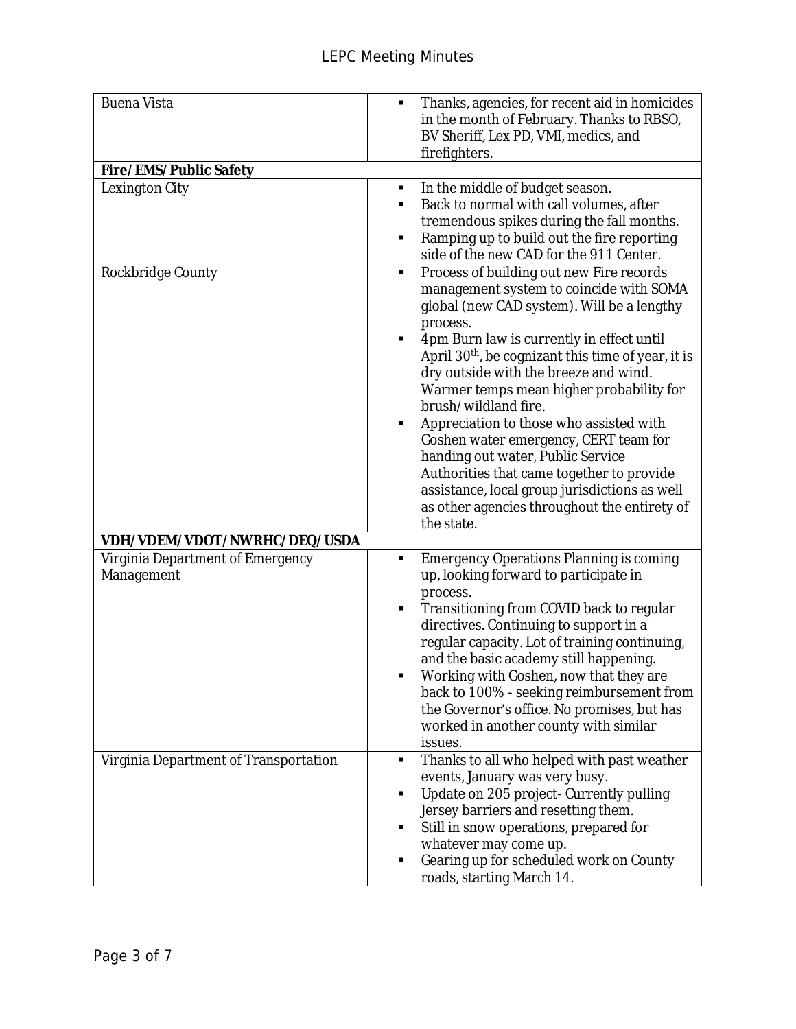| | |
|---|---|
| Buena Vista | ▪ Thanks, agencies, for recent aid in homicides in the month of February. Thanks to RBSO, BV Sheriff, Lex PD, VMI, medics, and firefighters. |
| **Fire/EMS/Public Safety** | |
| Lexington City | ▪ In the middle of budget season.<br>▪ Back to normal with call volumes, after tremendous spikes during the fall months.<br>▪ Ramping up to build out the fire reporting side of the new CAD for the 911 Center. |
| Rockbridge County | ▪ Process of building out new Fire records management system to coincide with SOMA global (new CAD system). Will be a lengthy process.<br>▪ 4pm Burn law is currently in effect until April 30th, be cognizant this time of year, it is dry outside with the breeze and wind. Warmer temps mean higher probability for brush/wildland fire.<br>▪ Appreciation to those who assisted with Goshen water emergency, CERT team for handing out water, Public Service Authorities that came together to provide assistance, local group jurisdictions as well as other agencies throughout the entirety of the state. |
| **VDH/VDEM/VDOT/NWRHC/DEQ/USDA** | |
| Virginia Department of Emergency Management | ▪ Emergency Operations Planning is coming up, looking forward to participate in process.<br>▪ Transitioning from COVID back to regular directives. Continuing to support in a regular capacity. Lot of training continuing, and the basic academy still happening.<br>▪ Working with Goshen, now that they are back to 100% - seeking reimbursement from the Governor's office. No promises, but has worked in another county with similar issues. |
| Virginia Department of Transportation | ▪ Thanks to all who helped with past weather events, January was very busy.<br>▪ Update on 205 project- Currently pulling Jersey barriers and resetting them.<br>▪ Still in snow operations, prepared for whatever may come up.<br>▪ Gearing up for scheduled work on County roads, starting March 14. |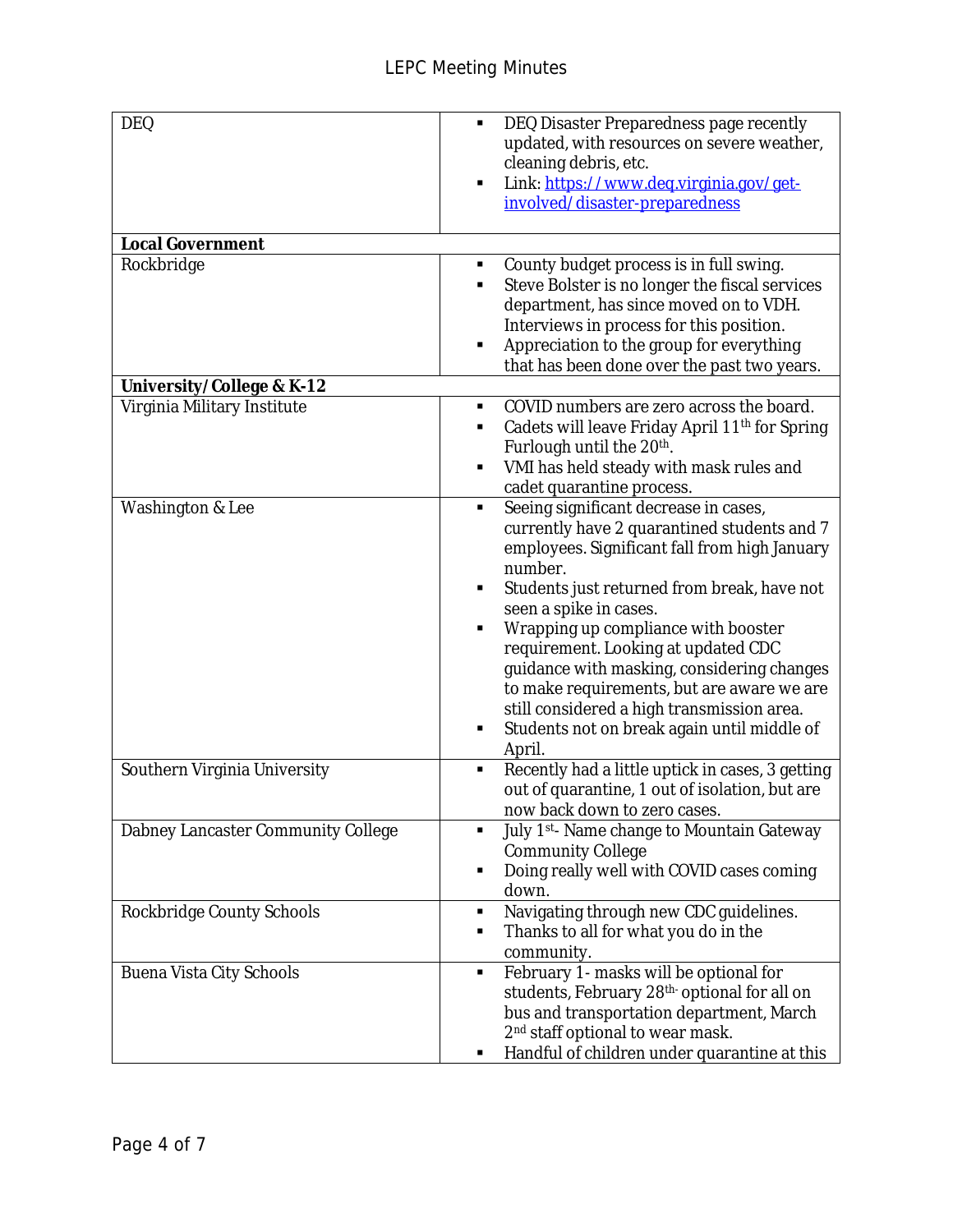| | |
|---|---|
| DEQ | ▪ DEQ Disaster Preparedness page recently updated, with resources on severe weather, cleaning debris, etc.<br>▪ Link: https://www.deq.virginia.gov/get-involved/disaster-preparedness |
| **Local Government** | |
| Rockbridge | ▪ County budget process is in full swing.<br>▪ Steve Bolster is no longer the fiscal services department, has since moved on to VDH. Interviews in process for this position.<br>▪ Appreciation to the group for everything that has been done over the past two years. |
| **University/College & K-12** | |
| Virginia Military Institute | ▪ COVID numbers are zero across the board.<br>▪ Cadets will leave Friday April 11th for Spring Furlough until the 20th.<br>▪ VMI has held steady with mask rules and cadet quarantine process. |
| Washington & Lee | ▪ Seeing significant decrease in cases, currently have 2 quarantined students and 7 employees. Significant fall from high January number.<br>▪ Students just returned from break, have not seen a spike in cases.<br>▪ Wrapping up compliance with booster requirement. Looking at updated CDC guidance with masking, considering changes to make requirements, but are aware we are still considered a high transmission area.<br>▪ Students not on break again until middle of April. |
| Southern Virginia University | ▪ Recently had a little uptick in cases, 3 getting out of quarantine, 1 out of isolation, but are now back down to zero cases. |
| Dabney Lancaster Community College | ▪ July 1st- Name change to Mountain Gateway Community College<br>▪ Doing really well with COVID cases coming down. |
| Rockbridge County Schools | ▪ Navigating through new CDC guidelines.<br>▪ Thanks to all for what you do in the community. |
| Buena Vista City Schools | ▪ February 1- masks will be optional for students, February 28th- optional for all on bus and transportation department, March 2nd staff optional to wear mask.<br>▪ Handful of children under quarantine at this |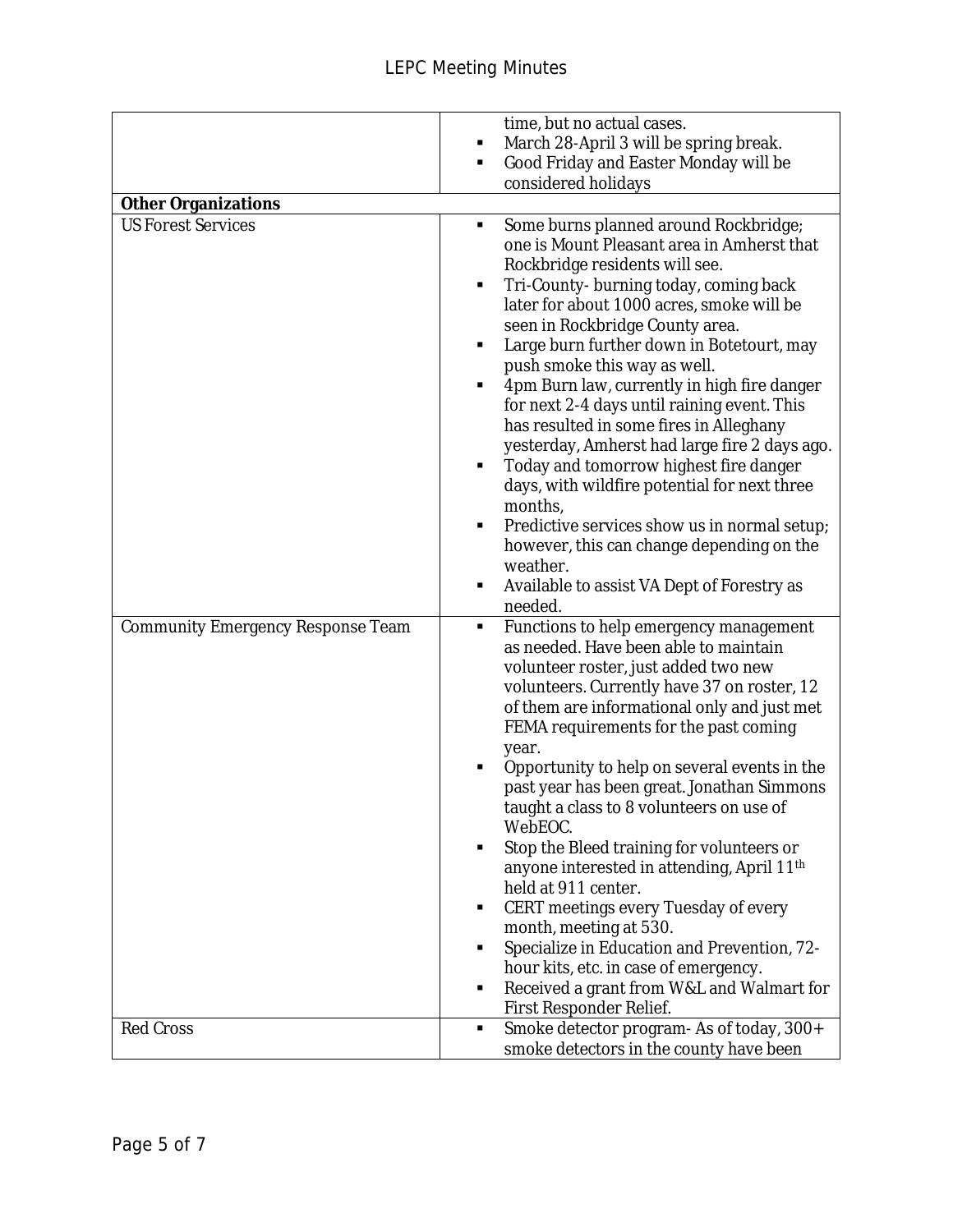| | |
|---|---|
| | ▪ time, but no actual cases.<br>▪ March 28-April 3 will be spring break.<br>▪ Good Friday and Easter Monday will be considered holidays |
| **Other Organizations** | |
| US Forest Services | ▪ Some burns planned around Rockbridge; one is Mount Pleasant area in Amherst that Rockbridge residents will see.<br>▪ Tri-County- burning today, coming back later for about 1000 acres, smoke will be seen in Rockbridge County area.<br>▪ Large burn further down in Botetourt, may push smoke this way as well.<br>▪ 4pm Burn law, currently in high fire danger for next 2-4 days until raining event. This has resulted in some fires in Alleghany yesterday, Amherst had large fire 2 days ago.<br>▪ Today and tomorrow highest fire danger days, with wildfire potential for next three months,<br>▪ Predictive services show us in normal setup; however, this can change depending on the weather.<br>▪ Available to assist VA Dept of Forestry as needed. |
| Community Emergency Response Team | ▪ Functions to help emergency management as needed. Have been able to maintain volunteer roster, just added two new volunteers. Currently have 37 on roster, 12 of them are informational only and just met FEMA requirements for the past coming year.<br>▪ Opportunity to help on several events in the past year has been great. Jonathan Simmons taught a class to 8 volunteers on use of WebEOC.<br>▪ Stop the Bleed training for volunteers or anyone interested in attending, April 11th held at 911 center.<br>▪ CERT meetings every Tuesday of every month, meeting at 530.<br>▪ Specialize in Education and Prevention, 72-hour kits, etc. in case of emergency.<br>▪ Received a grant from W&L and Walmart for First Responder Relief. |
| Red Cross | ▪ Smoke detector program- As of today, 300+ smoke detectors in the county have been |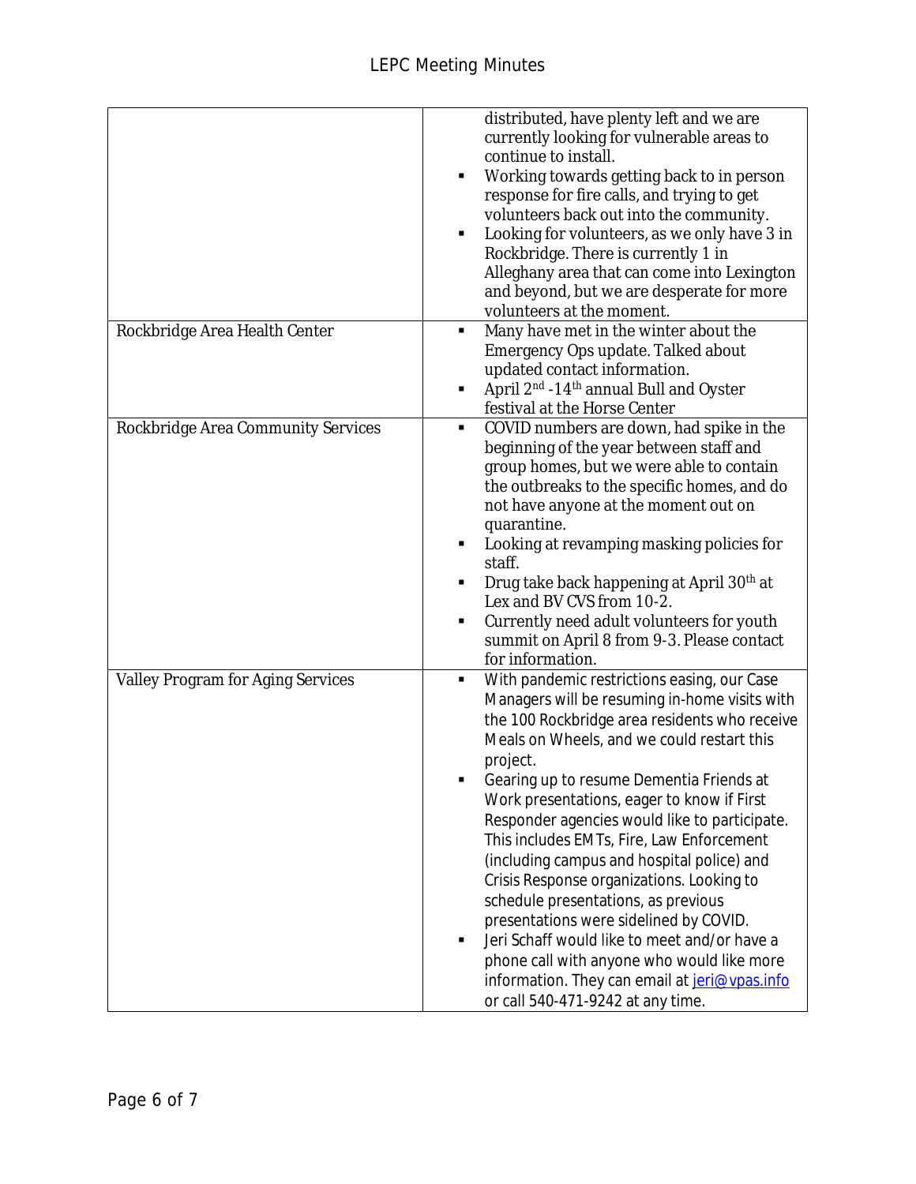| | |
|---|---|
| | distributed, have plenty left and we are currently looking for vulnerable areas to continue to install.<br>▪ Working towards getting back to in person response for fire calls, and trying to get volunteers back out into the community.<br>▪ Looking for volunteers, as we only have 3 in Rockbridge. There is currently 1 in Alleghany area that can come into Lexington and beyond, but we are desperate for more volunteers at the moment. |
| Rockbridge Area Health Center | ▪ Many have met in the winter about the Emergency Ops update. Talked about updated contact information.<br>▪ April 2nd -14th annual Bull and Oyster festival at the Horse Center |
| Rockbridge Area Community Services | ▪ COVID numbers are down, had spike in the beginning of the year between staff and group homes, but we were able to contain the outbreaks to the specific homes, and do not have anyone at the moment out on quarantine.<br>▪ Looking at revamping masking policies for staff.<br>▪ Drug take back happening at April 30th at Lex and BV CVS from 10-2.<br>▪ Currently need adult volunteers for youth summit on April 8 from 9-3. Please contact for information. |
| Valley Program for Aging Services | ▪ With pandemic restrictions easing, our Case Managers will be resuming in-home visits with the 100 Rockbridge area residents who receive Meals on Wheels, and we could restart this project.<br>▪ Gearing up to resume Dementia Friends at Work presentations, eager to know if First Responder agencies would like to participate. This includes EMTs, Fire, Law Enforcement (including campus and hospital police) and Crisis Response organizations. Looking to schedule presentations, as previous presentations were sidelined by COVID.<br>▪ Jeri Schaff would like to meet and/or have a phone call with anyone who would like more information. They can email at jeri@vpas.info or call 540-471-9242 at any time. |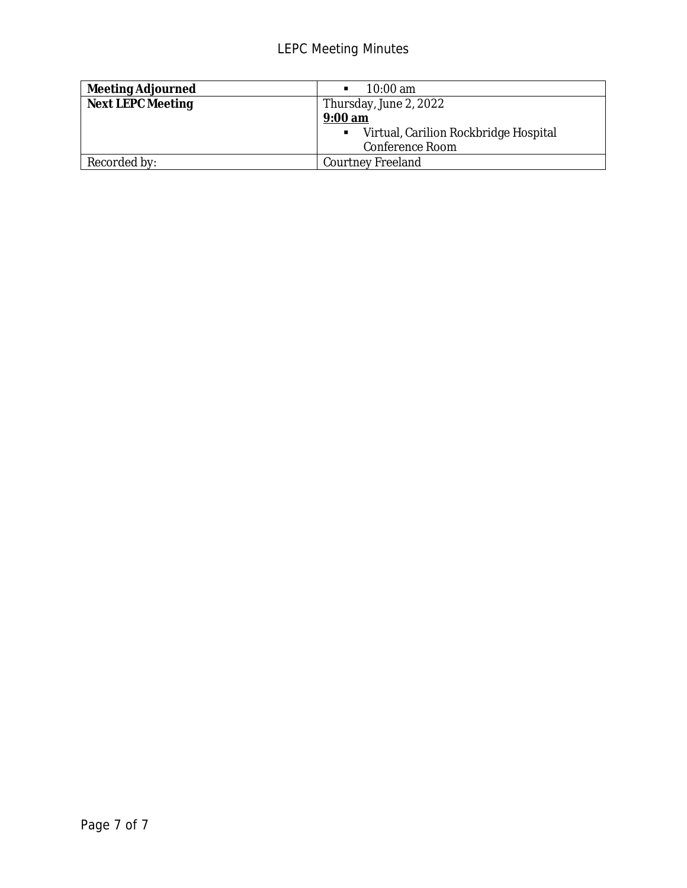| | |
|---|---|
| **Meeting Adjourned** | ▪ 10:00 am |
| **Next LEPC Meeting** | Thursday, June 2, 2022<br>**9:00 am**<br>▪ Virtual, Carilion Rockbridge Hospital Conference Room |
| Recorded by: | Courtney Freeland |